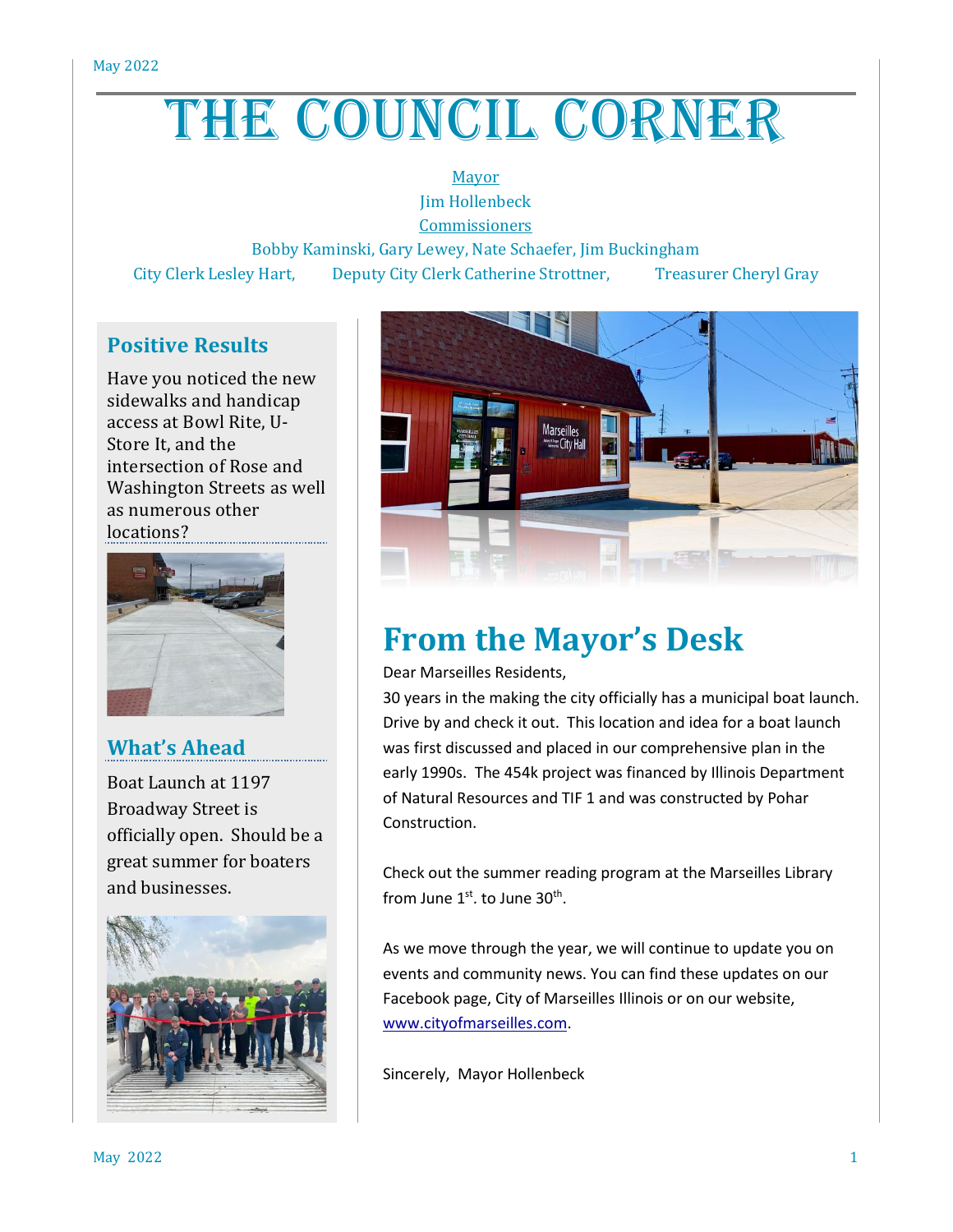May 2022

# The Council Corner

Mayor
Jim Hollenbeck
Commissioners
Bobby Kaminski, Gary Lewey, Nate Schaefer, Jim Buckingham
City Clerk Lesley Hart, Deputy City Clerk Catherine Strottner, Treasurer Cheryl Gray

## Positive Results

Have you noticed the new sidewalks and handicap access at Bowl Rite, U-Store It, and the intersection of Rose and Washington Streets as well as numerous other locations?

## What's Ahead

Boat Launch at 1197 Broadway Street is officially open. Should be a great summer for boaters and businesses.

## From the Mayor's Desk

Dear Marseilles Residents,

30 years in the making the city officially has a municipal boat launch. Drive by and check it out. This location and idea for a boat launch was first discussed and placed in our comprehensive plan in the early 1990s. The 454k project was financed by Illinois Department of Natural Resources and TIF 1 and was constructed by Pohar Construction.

Check out the summer reading program at the Marseilles Library from June 1st. to June 30th.

As we move through the year, we will continue to update you on events and community news. You can find these updates on our Facebook page, City of Marseilles Illinois or on our website, www.cityofmarseilles.com.

Sincerely, Mayor Hollenbeck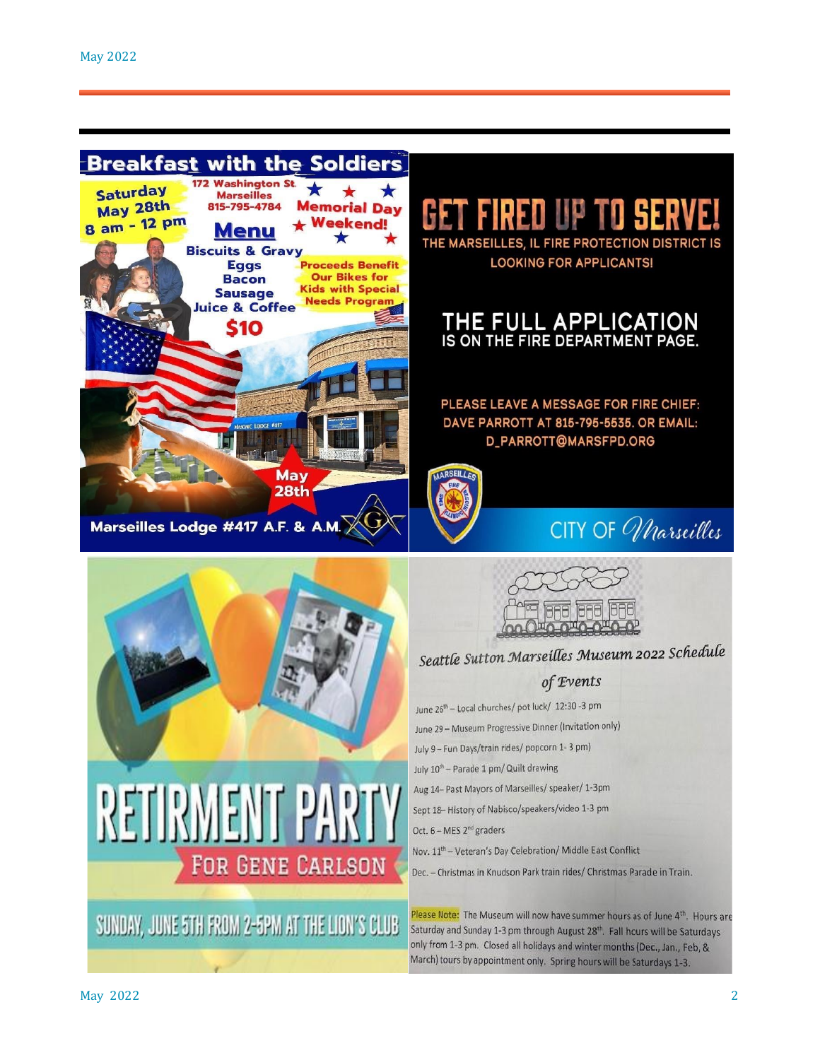## Breakfast with the Soldiers

Saturday May 28th
8 am - 12 pm

172 Washington St.
Marseilles
815-795-4784

Memorial Day Weekend!

**Menu**

Biscuits & Gravy
Eggs
Bacon
Sausage
Juice & Coffee

**$10**

Proceeds Benefit Our Bikes for Kids with Special Needs Program

May 28th

Marseilles Lodge #417 A.F. & A.M.

## GET FIRED UP TO SERVE!

THE MARSEILLES, IL FIRE PROTECTION DISTRICT IS LOOKING FOR APPLICANTS!

THE FULL APPLICATION IS ON THE FIRE DEPARTMENT PAGE.

PLEASE LEAVE A MESSAGE FOR FIRE CHIEF: DAVE PARROTT AT 815-795-5535. OR EMAIL: D_PARROTT@MARSFPD.ORG

CITY OF *Marseilles*

## RETIRMENT PARTY FOR GENE CARLSON

SUNDAY, JUNE 5TH FROM 2-5PM AT THE LION'S CLUB

## *Seattle Sutton Marseilles Museum 2022 Schedule of Events*

- June 26th – Local churches/ pot luck/ 12:30 -3 pm
- June 29 – Museum Progressive Dinner (Invitation only)
- July 9 – Fun Days/train rides/ popcorn 1- 3 pm)
- July 10th – Parade 1 pm/ Quilt drawing
- Aug 14– Past Mayors of Marseilles/ speaker/ 1-3pm
- Sept 18– History of Nabisco/speakers/video 1-3 pm
- Oct. 6 – MES 2nd graders
- Nov. 11th – Veteran's Day Celebration/ Middle East Conflict
- Dec. – Christmas in Knudson Park train rides/ Christmas Parade in Train.

Please Note: The Museum will now have summer hours as of June 4th. Hours are Saturday and Sunday 1-3 pm through August 28th. Fall hours will be Saturdays only from 1-3 pm. Closed all holidays and winter months (Dec., Jan., Feb, & March) tours by appointment only. Spring hours will be Saturdays 1-3.